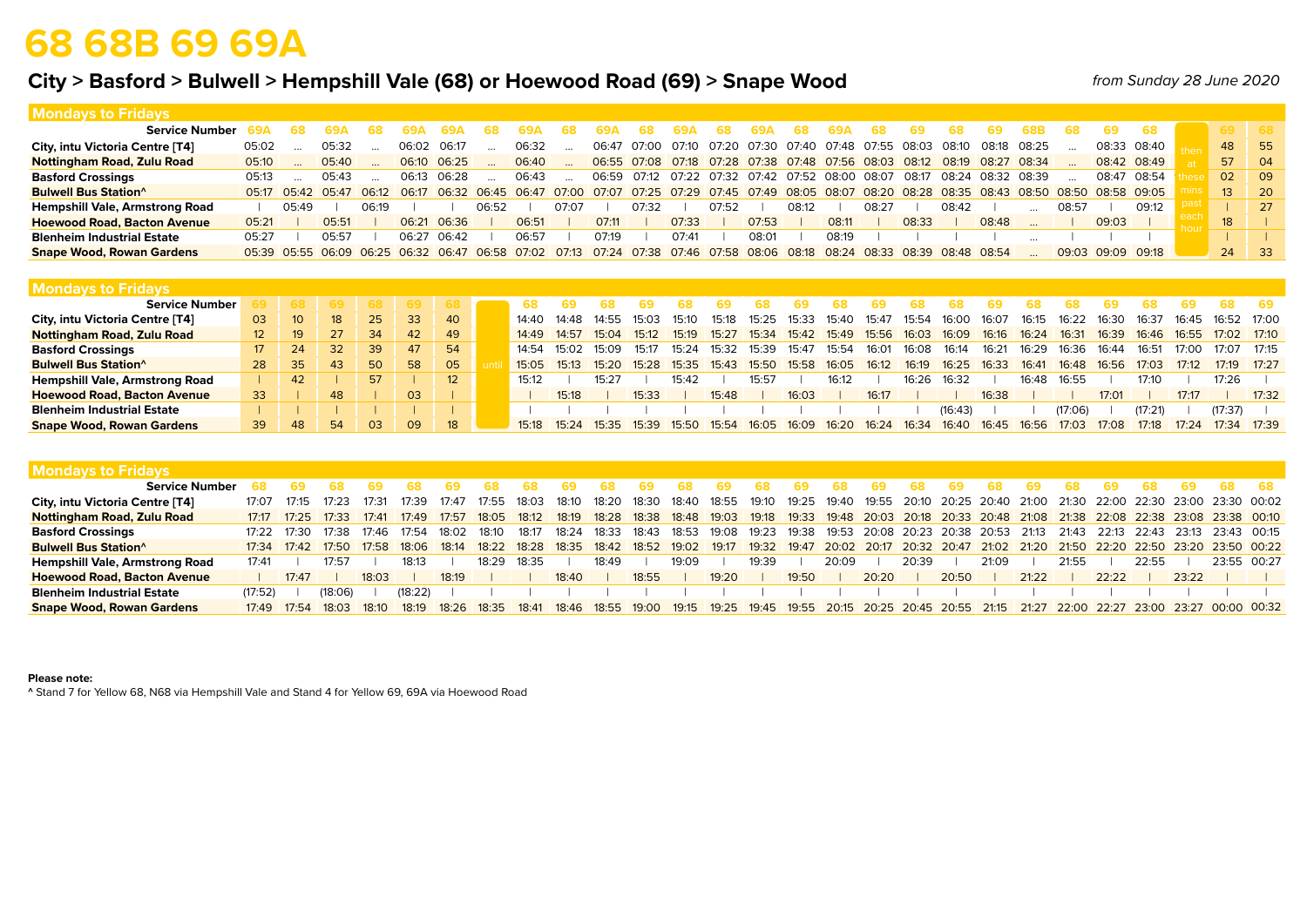# 68 68B 69 69A

## City > Basford > Bulwell > Hempshill Vale (68) or Hoewood Road (69) > Snape Wood

*from Sunday 28 June 2020*

### Mondays to Fridays

| Service Number | 69A | 68 | 69A | 68 | 69A | 69A | 68 | 69A | 68 | 69A | 68 | 69A | 68 | 69A | 68 | 69A | 68 | 69 | 68 | 69 | 68B | 68 | 69 | 68 | | 69 | 68 |
|---|---|---|---|---|---|---|---|---|---|---|---|---|---|---|---|---|---|---|---|---|---|---|---|---|---|---|---|
| City, intu Victoria Centre [T4] | 05:02 | ... | 05:32 | ... | 06:02 | 06:17 | ... | 06:32 | ... | 06:47 | 07:00 | 07:10 | 07:20 | 07:30 | 07:40 | 07:48 | 07:55 | 08:03 | 08:10 | 08:18 | 08:25 | ... | 08:33 | 08:40 | then at these mins past each hour | 48 | 55 |
| Nottingham Road, Zulu Road | 05:10 | ... | 05:40 | ... | 06:10 | 06:25 | ... | 06:40 | ... | 06:55 | 07:08 | 07:18 | 07:28 | 07:38 | 07:48 | 07:56 | 08:03 | 08:12 | 08:19 | 08:27 | 08:34 | ... | 08:42 | 08:49 | | 57 | 04 |
| Basford Crossings | 05:13 | ... | 05:43 | ... | 06:13 | 06:28 | ... | 06:43 | ... | 06:59 | 07:12 | 07:22 | 07:32 | 07:42 | 07:52 | 08:00 | 08:07 | 08:17 | 08:24 | 08:32 | 08:39 | ... | 08:47 | 08:54 | | 02 | 09 |
| Bulwell Bus Station^ | 05:17 | 05:42 | 05:47 | 06:12 | 06:17 | 06:32 | 06:45 | 06:47 | 07:00 | 07:07 | 07:25 | 07:29 | 07:45 | 07:49 | 08:05 | 08:07 | 08:20 | 08:28 | 08:35 | 08:43 | 08:50 | 08:50 | 08:58 | 09:05 | | 13 | 20 |
| Hempshill Vale, Armstrong Road | \| | 05:49 | \| | 06:19 | \| | \| | 06:52 | \| | 07:07 | \| | 07:32 | \| | 07:52 | \| | 08:12 | \| | 08:27 | \| | 08:42 | \| | ... | 08:57 | \| | 09:12 | | \| | 27 |
| Hoewood Road, Bacton Avenue | 05:21 | \| | 05:51 | \| | 06:21 | 06:36 | \| | 06:51 | \| | 07:11 | \| | 07:33 | \| | 07:53 | \| | 08:11 | \| | 08:33 | \| | 08:48 | ... | \| | 09:03 | \| | | 18 | \| |
| Blenheim Industrial Estate | 05:27 | \| | 05:57 | \| | 06:27 | 06:42 | \| | 06:57 | \| | 07:19 | \| | 07:41 | \| | 08:01 | \| | 08:19 | \| | \| | \| | \| | ... | \| | \| | \| | | \| | \| |
| Snape Wood, Rowan Gardens | 05:39 | 05:55 | 06:09 | 06:25 | 06:32 | 06:47 | 06:58 | 07:02 | 07:13 | 07:24 | 07:38 | 07:46 | 07:58 | 08:06 | 08:18 | 08:24 | 08:33 | 08:39 | 08:48 | 08:54 | ... | 09:03 | 09:09 | 09:18 | | 24 | 33 |

### Mondays to Fridays

| Service Number | 69 | 68 | 69 | 68 | 69 | 68 | | 68 | 69 | 68 | 69 | 68 | 69 | 68 | 69 | 68 | 69 | 68 | 68 | 69 | 68 | 68 | 69 | 68 | 69 | 68 | 69 |
|---|---|---|---|---|---|---|---|---|---|---|---|---|---|---|---|---|---|---|---|---|---|---|---|---|---|---|---|
| City, intu Victoria Centre [T4] | 03 | 10 | 18 | 25 | 33 | 40 | until | 14:40 | 14:48 | 14:55 | 15:03 | 15:10 | 15:18 | 15:25 | 15:33 | 15:40 | 15:47 | 15:54 | 16:00 | 16:07 | 16:15 | 16:22 | 16:30 | 16:37 | 16:45 | 16:52 | 17:00 |
| Nottingham Road, Zulu Road | 12 | 19 | 27 | 34 | 42 | 49 | | 14:49 | 14:57 | 15:04 | 15:12 | 15:19 | 15:27 | 15:34 | 15:42 | 15:49 | 15:56 | 16:03 | 16:09 | 16:16 | 16:24 | 16:31 | 16:39 | 16:46 | 16:55 | 17:02 | 17:10 |
| Basford Crossings | 17 | 24 | 32 | 39 | 47 | 54 | | 14:54 | 15:02 | 15:09 | 15:17 | 15:24 | 15:32 | 15:39 | 15:47 | 15:54 | 16:01 | 16:08 | 16:14 | 16:21 | 16:29 | 16:36 | 16:44 | 16:51 | 17:00 | 17:07 | 17:15 |
| Bulwell Bus Station^ | 28 | 35 | 43 | 50 | 58 | 05 | | 15:05 | 15:13 | 15:20 | 15:28 | 15:35 | 15:43 | 15:50 | 15:58 | 16:05 | 16:12 | 16:19 | 16:25 | 16:33 | 16:41 | 16:48 | 16:56 | 17:03 | 17:12 | 17:19 | 17:27 |
| Hempshill Vale, Armstrong Road | \| | 42 | \| | 57 | \| | 12 | | 15:12 | \| | 15:27 | \| | 15:42 | \| | 15:57 | \| | 16:12 | \| | 16:26 | 16:32 | \| | 16:48 | 16:55 | \| | 17:10 | \| | 17:26 | \| |
| Hoewood Road, Bacton Avenue | 33 | \| | 48 | \| | 03 | \| | | \| | 15:18 | \| | 15:33 | \| | 15:48 | \| | 16:03 | \| | 16:17 | \| | \| | 16:38 | \| | \| | 17:01 | \| | 17:17 | \| | 17:32 |
| Blenheim Industrial Estate | \| | \| | \| | \| | \| | \| | | \| | \| | \| | \| | \| | \| | \| | \| | \| | \| | \| | (16:43) | \| | \| | (17:06) | \| | (17:21) | \| | (17:37) | \| |
| Snape Wood, Rowan Gardens | 39 | 48 | 54 | 03 | 09 | 18 | | 15:18 | 15:24 | 15:35 | 15:39 | 15:50 | 15:54 | 16:05 | 16:09 | 16:20 | 16:24 | 16:34 | 16:40 | 16:45 | 16:56 | 17:03 | 17:08 | 17:18 | 17:24 | 17:34 | 17:39 |

### Mondays to Fridays

| Service Number | 68 | 69 | 68 | 69 | 68 | 69 | 68 | 68 | 69 | 68 | 69 | 68 | 69 | 68 | 69 | 68 | 69 | 68 | 69 | 68 | 69 | 68 | 69 | 68 | 69 | 68 | 68 |
|---|---|---|---|---|---|---|---|---|---|---|---|---|---|---|---|---|---|---|---|---|---|---|---|---|---|---|---|
| City, intu Victoria Centre [T4] | 17:07 | 17:15 | 17:23 | 17:31 | 17:39 | 17:47 | 17:55 | 18:03 | 18:10 | 18:20 | 18:30 | 18:40 | 18:55 | 19:10 | 19:25 | 19:40 | 19:55 | 20:10 | 20:25 | 20:40 | 21:00 | 21:30 | 22:00 | 22:30 | 23:00 | 23:30 | 00:02 |
| Nottingham Road, Zulu Road | 17:17 | 17:25 | 17:33 | 17:41 | 17:49 | 17:57 | 18:05 | 18:12 | 18:19 | 18:28 | 18:38 | 18:48 | 19:03 | 19:18 | 19:33 | 19:48 | 20:03 | 20:18 | 20:33 | 20:48 | 21:08 | 21:38 | 22:08 | 22:38 | 23:08 | 23:38 | 00:10 |
| Basford Crossings | 17:22 | 17:30 | 17:38 | 17:46 | 17:54 | 18:02 | 18:10 | 18:17 | 18:24 | 18:33 | 18:43 | 18:53 | 19:08 | 19:23 | 19:38 | 19:53 | 20:08 | 20:23 | 20:38 | 20:53 | 21:13 | 21:43 | 22:13 | 22:43 | 23:13 | 23:43 | 00:15 |
| Bulwell Bus Station^ | 17:34 | 17:42 | 17:50 | 17:58 | 18:06 | 18:14 | 18:22 | 18:28 | 18:35 | 18:42 | 18:52 | 19:02 | 19:17 | 19:32 | 19:47 | 20:02 | 20:17 | 20:32 | 20:47 | 21:02 | 21:20 | 21:50 | 22:20 | 22:50 | 23:20 | 23:50 | 00:22 |
| Hempshill Vale, Armstrong Road | 17:41 | \| | 17:57 | \| | 18:13 | \| | 18:29 | 18:35 | \| | 18:49 | \| | 19:09 | \| | 19:39 | \| | 20:09 | \| | 20:39 | \| | 21:09 | \| | 21:55 | \| | 22:55 | \| | 23:55 | 00:27 |
| Hoewood Road, Bacton Avenue | \| | 17:47 | \| | 18:03 | \| | 18:19 | \| | \| | 18:40 | \| | 18:55 | \| | 19:20 | \| | 19:50 | \| | 20:20 | \| | 20:50 | \| | 21:22 | \| | 22:22 | \| | 23:22 | \| | \| |
| Blenheim Industrial Estate | (17:52) | \| | (18:06) | \| | (18:22) | \| | \| | \| | \| | \| | \| | \| | \| | \| | \| | \| | \| | \| | \| | \| | \| | \| | \| | \| | \| | \| | \| |
| Snape Wood, Rowan Gardens | 17:49 | 17:54 | 18:03 | 18:10 | 18:19 | 18:26 | 18:35 | 18:41 | 18:46 | 18:55 | 19:00 | 19:15 | 19:25 | 19:45 | 19:55 | 20:15 | 20:25 | 20:45 | 20:55 | 21:15 | 21:27 | 22:00 | 22:27 | 23:00 | 23:27 | 00:00 | 00:32 |

**Please note:**

^ Stand 7 for Yellow 68, N68 via Hempshill Vale and Stand 4 for Yellow 69, 69A via Hoewood Road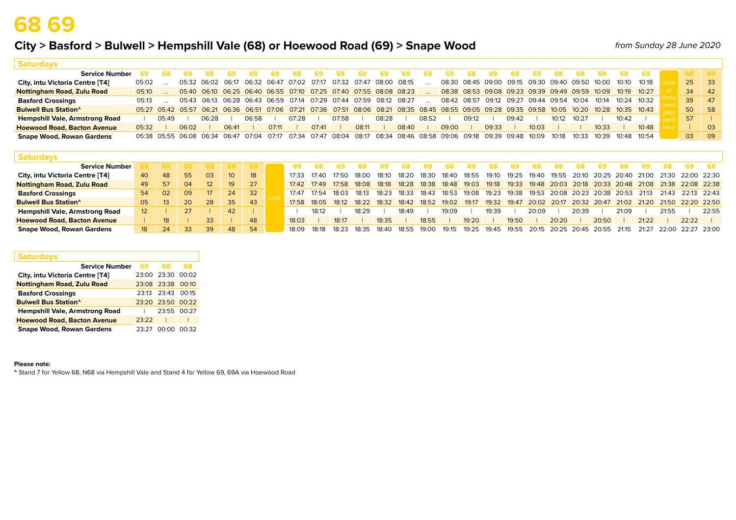# 68 69

## City > Basford > Bulwell > Hempshill Vale (68) or Hoewood Road (69) > Snape Wood

*from Sunday 28 June 2020*

### Saturdays

| Service Number | 69 | 68 | 69 | 68 | 69 | 68 | 69 | 68 | 69 | 68 | 69 | 68 | 69 | 68 | 69 | 68 | 69 | 68 | 69 | 68 | 68 | 69 | 68 | 69 | | 68 | 69 |
|---|---|---|---|---|---|---|---|---|---|---|---|---|---|---|---|---|---|---|---|---|---|---|---|---|---|---|---|
| City, intu Victoria Centre [T4] | 05:02 | ... | 05:32 | 06:02 | 06:17 | 06:32 | 06:47 | 07:02 | 07:17 | 07:32 | 07:47 | 08:00 | 08:15 | ... | 08:30 | 08:45 | 09:00 | 09:15 | 09:30 | 09:40 | 09:50 | 10:00 | 10:10 | 10:18 | then | 25 | 33 |
| Nottingham Road, Zulu Road | 05:10 | ... | 05:40 | 06:10 | 06:25 | 06:40 | 06:55 | 07:10 | 07:25 | 07:40 | 07:55 | 08:08 | 08:23 | ... | 08:38 | 08:53 | 09:08 | 09:23 | 09:39 | 09:49 | 09:59 | 10:09 | 10:19 | 10:27 | at | 34 | 42 |
| Basford Crossings | 05:13 | ... | 05:43 | 06:13 | 06:28 | 06:43 | 06:59 | 07:14 | 07:29 | 07:44 | 07:59 | 08:12 | 08:27 | ... | 08:42 | 08:57 | 09:12 | 09:27 | 09:44 | 09:54 | 10:04 | 10:14 | 10:24 | 10:32 | these mins | 39 | 47 |
| Bulwell Bus Station^ | 05:27 | 05:42 | 05:57 | 06:21 | 06:36 | 06:51 | 07:06 | 07:21 | 07:36 | 07:51 | 08:06 | 08:21 | 08:35 | 08:45 | 08:55 | 09:05 | 09:28 | 09:35 | 09:58 | 10:05 | 10:20 | 10:28 | 10:35 | 10:43 | past | 50 | 58 |
| Hempshill Vale, Armstrong Road | \| | 05:49 | \| | 06:28 | \| | 06:58 | \| | 07:28 | \| | 07:58 | \| | 08:28 | \| | 08:52 | \| | 09:12 | \| | 09:42 | \| | 10:12 | 10:27 | \| | 10:42 | \| | each | 57 | \| |
| Hoewood Road, Bacton Avenue | 05:32 | \| | 06:02 | \| | 06:41 | \| | 07:11 | \| | 07:41 | \| | 08:11 | \| | 08:40 | \| | 09:00 | \| | 09:33 | \| | 10:03 | \| | \| | 10:33 | \| | 10:48 | hour | \| | 03 |
| Snape Wood, Rowan Gardens | 05:38 | 05:55 | 06:08 | 06:34 | 06:47 | 07:04 | 07:17 | 07:34 | 07:47 | 08:04 | 08:17 | 08:34 | 08:46 | 08:58 | 09:06 | 09:18 | 09:39 | 09:48 | 10:09 | 10:18 | 10:33 | 10:39 | 10:48 | 10:54 | | 03 | 09 |

### Saturdays

| Service Number | 68 | 69 | 68 | 69 | 68 | 69 | | 69 | 68 | 69 | 68 | 69 | 68 | 69 | 68 | 69 | 68 | 69 | 68 | 69 | 68 | 69 | 68 | 69 | 68 | 69 | 68 |
|---|---|---|---|---|---|---|---|---|---|---|---|---|---|---|---|---|---|---|---|---|---|---|---|---|---|---|---|
| City, intu Victoria Centre [T4] | 40 | 48 | 55 | 03 | 10 | 18 | | 17:33 | 17:40 | 17:50 | 18:00 | 18:10 | 18:20 | 18:30 | 18:40 | 18:55 | 19:10 | 19:25 | 19:40 | 19:55 | 20:10 | 20:25 | 20:40 | 21:00 | 21:30 | 22:00 | 22:30 |
| Nottingham Road, Zulu Road | 49 | 57 | 04 | 12 | 19 | 27 | | 17:42 | 17:49 | 17:58 | 18:08 | 18:18 | 18:28 | 18:38 | 18:48 | 19:03 | 19:18 | 19:33 | 19:48 | 20:03 | 20:18 | 20:33 | 20:48 | 21:08 | 21:38 | 22:08 | 22:38 |
| Basford Crossings | 54 | 02 | 09 | 17 | 24 | 32 | until | 17:47 | 17:54 | 18:03 | 18:13 | 18:23 | 18:33 | 18:43 | 18:53 | 19:08 | 19:23 | 19:38 | 19:53 | 20:08 | 20:23 | 20:38 | 20:53 | 21:13 | 21:43 | 22:13 | 22:43 |
| Bulwell Bus Station^ | 05 | 13 | 20 | 28 | 35 | 43 | | 17:58 | 18:05 | 18:12 | 18:22 | 18:32 | 18:42 | 18:52 | 19:02 | 19:17 | 19:32 | 19:47 | 20:02 | 20:17 | 20:32 | 20:47 | 21:02 | 21:20 | 21:50 | 22:20 | 22:50 |
| Hempshill Vale, Armstrong Road | 12 | \| | 27 | \| | 42 | \| | | \| | 18:12 | \| | 18:29 | \| | 18:49 | \| | 19:09 | \| | 19:39 | \| | 20:09 | \| | 20:39 | \| | 21:09 | \| | 21:55 | \| | 22:55 |
| Hoewood Road, Bacton Avenue | \| | 18 | \| | 33 | \| | 48 | | 18:03 | \| | 18:17 | \| | 18:35 | \| | 18:55 | \| | 19:20 | \| | 19:50 | \| | 20:20 | \| | 20:50 | \| | 21:22 | \| | 22:22 | \| |
| Snape Wood, Rowan Gardens | 18 | 24 | 33 | 39 | 48 | 54 | | 18:09 | 18:18 | 18:23 | 18:35 | 18:40 | 18:55 | 19:00 | 19:15 | 19:25 | 19:45 | 19:55 | 20:15 | 20:25 | 20:45 | 20:55 | 21:15 | 21:27 | 22:00 | 22:27 | 23:00 |

### Saturdays

| Service Number | 69 | 68 | 68 |
|---|---|---|---|
| City, intu Victoria Centre [T4] | 23:00 | 23:30 | 00:02 |
| Nottingham Road, Zulu Road | 23:08 | 23:38 | 00:10 |
| Basford Crossings | 23:13 | 23:43 | 00:15 |
| Bulwell Bus Station^ | 23:20 | 23:50 | 00:22 |
| Hempshill Vale, Armstrong Road | \| | 23:55 | 00:27 |
| Hoewood Road, Bacton Avenue | 23:22 | \| | \| |
| Snape Wood, Rowan Gardens | 23:27 | 00:00 | 00:32 |

**Please note:**

^ Stand 7 for Yellow 68, N68 via Hempshill Vale and Stand 4 for Yellow 69, 69A via Hoewood Road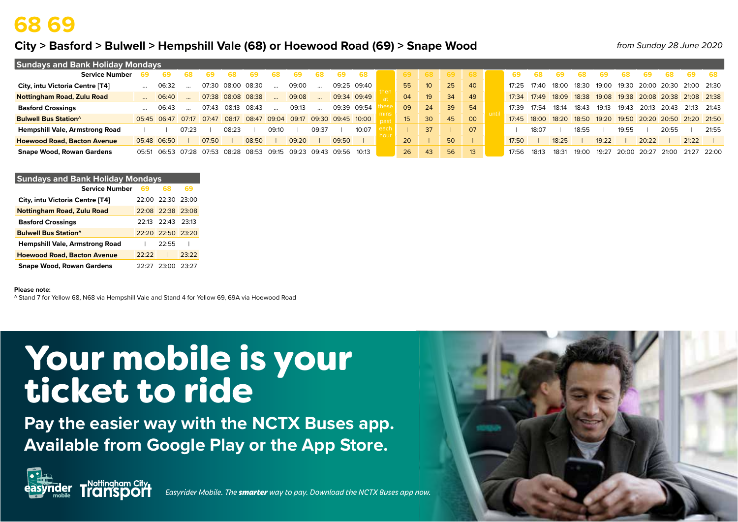# 68 69

## City > Basford > Bulwell > Hempshill Vale (68) or Hoewood Road (69) > Snape Wood

*from Sunday 28 June 2020*

### Sundays and Bank Holiday Mondays

| Service Number | 69 | 69 | 68 | 69 | 68 | 69 | 68 | 69 | 68 | 69 | 68 | | 69 | 68 | 69 | 68 | | 69 | 68 | 69 | 68 | 69 | 68 | 69 | 68 | 69 | 68 |
|---|---|---|---|---|---|---|---|---|---|---|---|---|---|---|---|---|---|---|---|---|---|---|---|---|---|---|---|
| City, intu Victoria Centre [T4] | ... | 06:32 | ... | 07:30 | 08:00 | 08:30 | ... | 09:00 | ... | 09:25 | 09:40 | then at these mins past each hour | 55 | 10 | 25 | 40 | until | 17:25 | 17:40 | 18:00 | 18:30 | 19:00 | 19:30 | 20:00 | 20:30 | 21:00 | 21:30 |
| Nottingham Road, Zulu Road | ... | 06:40 | ... | 07:38 | 08:08 | 08:38 | ... | 09:08 | ... | 09:34 | 09:49 | | 04 | 19 | 34 | 49 | | 17:34 | 17:49 | 18:09 | 18:38 | 19:08 | 19:38 | 20:08 | 20:38 | 21:08 | 21:38 |
| Basford Crossings | ... | 06:43 | ... | 07:43 | 08:13 | 08:43 | ... | 09:13 | ... | 09:39 | 09:54 | | 09 | 24 | 39 | 54 | | 17:39 | 17:54 | 18:14 | 18:43 | 19:13 | 19:43 | 20:13 | 20:43 | 21:13 | 21:43 |
| Bulwell Bus Station^ | 05:45 | 06:47 | 07:17 | 07:47 | 08:17 | 08:47 | 09:04 | 09:17 | 09:30 | 09:45 | 10:00 | | 15 | 30 | 45 | 00 | | 17:45 | 18:00 | 18:20 | 18:50 | 19:20 | 19:50 | 20:20 | 20:50 | 21:20 | 21:50 |
| Hempshill Vale, Armstrong Road | \| | \| | 07:23 | \| | 08:23 | \| | 09:10 | \| | 09:37 | \| | 10:07 | | \| | 37 | \| | 07 | | \| | 18:07 | \| | 18:55 | \| | 19:55 | \| | 20:55 | \| | 21:55 |
| Hoewood Road, Bacton Avenue | 05:48 | 06:50 | \| | 07:50 | \| | 08:50 | \| | 09:20 | \| | 09:50 | \| | | 20 | \| | 50 | \| | | 17:50 | \| | 18:25 | \| | 19:22 | \| | 20:22 | \| | 21:22 | \| |
| Snape Wood, Rowan Gardens | 05:51 | 06:53 | 07:28 | 07:53 | 08:28 | 08:53 | 09:15 | 09:23 | 09:43 | 09:56 | 10:13 | | 26 | 43 | 56 | 13 | | 17:56 | 18:13 | 18:31 | 19:00 | 19:27 | 20:00 | 20:27 | 21:00 | 21:27 | 22:00 |

### Sundays and Bank Holiday Mondays

| Service Number | 69 | 68 | 69 |
|---|---|---|---|
| City, intu Victoria Centre [T4] | 22:00 | 22:30 | 23:00 |
| Nottingham Road, Zulu Road | 22:08 | 22:38 | 23:08 |
| Basford Crossings | 22:13 | 22:43 | 23:13 |
| Bulwell Bus Station^ | 22:20 | 22:50 | 23:20 |
| Hempshill Vale, Armstrong Road | \| | 22:55 | \| |
| Hoewood Road, Bacton Avenue | 22:22 | \| | 23:22 |
| Snape Wood, Rowan Gardens | 22:27 | 23:00 | 23:27 |

**Please note:**
^ Stand 7 for Yellow 68, N68 via Hempshill Vale and Stand 4 for Yellow 69, 69A via Hoewood Road

# Your mobile is your ticket to ride

## Pay the easier way with the NCTX Buses app. Available from Google Play or the App Store.

easyrider mobile — Nottingham City Transport

*Easyrider Mobile. The **smarter** way to pay. Download the NCTX Buses app now.*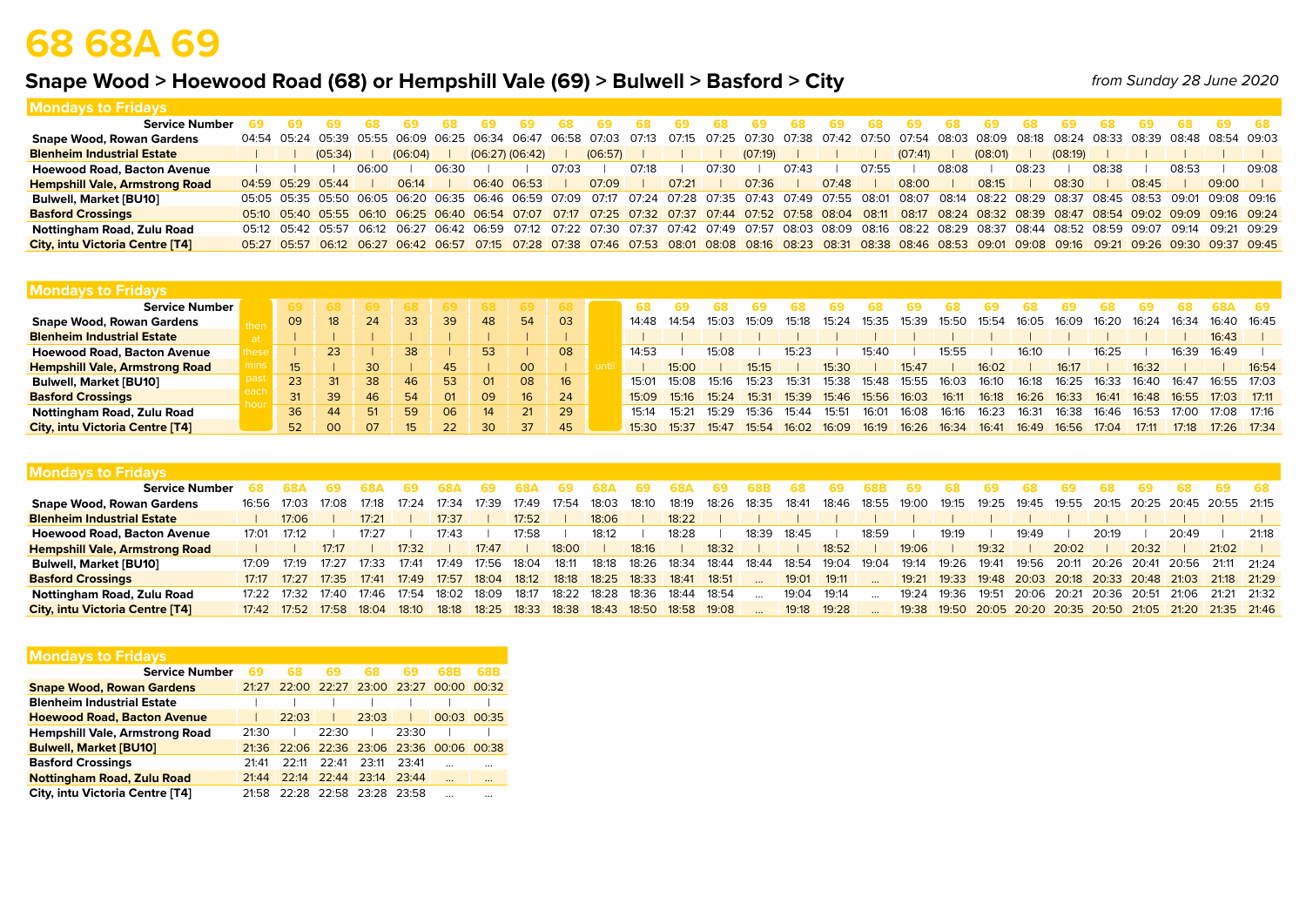# 68 68A 69

## Snape Wood > Hoewood Road (68) or Hempshill Vale (69) > Bulwell > Basford > City

*from Sunday 28 June 2020*

### Mondays to Fridays

| Service Number | 69 | 69 | 69 | 68 | 69 | 68 | 69 | 69 | 68 | 69 | 68 | 69 | 68 | 69 | 68 | 69 | 68 | 69 | 68 | 69 | 68 | 69 | 68 | 69 | 68 | 69 | 68 |
|---|---|---|---|---|---|---|---|---|---|---|---|---|---|---|---|---|---|---|---|---|---|---|---|---|---|---|---|
| Snape Wood, Rowan Gardens | 04:54 | 05:24 | 05:39 | 05:55 | 06:09 | 06:25 | 06:34 | 06:47 | 06:58 | 07:03 | 07:13 | 07:15 | 07:25 | 07:30 | 07:38 | 07:42 | 07:50 | 07:54 | 08:03 | 08:09 | 08:18 | 08:24 | 08:33 | 08:39 | 08:48 | 08:54 | 09:03 |
| Blenheim Industrial Estate | \| | \| | (05:34) | \| | (06:04) | \| | (06:27) | (06:42) | \| | (06:57) | \| | \| | \| | (07:19) | \| | \| | \| | (07:41) | \| | (08:01) | \| | (08:19) | \| | \| | \| | \| | \| |
| Hoewood Road, Bacton Avenue | \| | \| | \| | 06:00 | \| | 06:30 | \| | \| | 07:03 | \| | 07:18 | \| | 07:30 | \| | 07:43 | \| | 07:55 | \| | 08:08 | \| | 08:23 | \| | 08:38 | \| | 08:53 | \| | 09:08 |
| Hempshill Vale, Armstrong Road | 04:59 | 05:29 | 05:44 | \| | 06:14 | \| | 06:40 | 06:53 | \| | 07:09 | \| | 07:21 | \| | 07:36 | \| | 07:48 | \| | 08:00 | \| | 08:15 | \| | 08:30 | \| | 08:45 | \| | 09:00 | \| |
| Bulwell, Market [BU10] | 05:05 | 05:35 | 05:50 | 06:05 | 06:20 | 06:35 | 06:46 | 06:59 | 07:09 | 07:17 | 07:24 | 07:28 | 07:35 | 07:43 | 07:49 | 07:55 | 08:01 | 08:07 | 08:14 | 08:22 | 08:29 | 08:37 | 08:45 | 08:53 | 09:01 | 09:08 | 09:16 |
| Basford Crossings | 05:10 | 05:40 | 05:55 | 06:10 | 06:25 | 06:40 | 06:54 | 07:07 | 07:17 | 07:25 | 07:32 | 07:37 | 07:44 | 07:52 | 07:58 | 08:04 | 08:11 | 08:17 | 08:24 | 08:32 | 08:39 | 08:47 | 08:54 | 09:02 | 09:09 | 09:16 | 09:24 |
| Nottingham Road, Zulu Road | 05:12 | 05:42 | 05:57 | 06:12 | 06:27 | 06:42 | 06:59 | 07:12 | 07:22 | 07:30 | 07:37 | 07:42 | 07:49 | 07:57 | 08:03 | 08:09 | 08:16 | 08:22 | 08:29 | 08:37 | 08:44 | 08:52 | 08:59 | 09:07 | 09:14 | 09:21 | 09:29 |
| City, intu Victoria Centre [T4] | 05:27 | 05:57 | 06:12 | 06:27 | 06:42 | 06:57 | 07:15 | 07:28 | 07:38 | 07:46 | 07:53 | 08:01 | 08:08 | 08:16 | 08:23 | 08:31 | 08:38 | 08:46 | 08:53 | 09:01 | 09:08 | 09:16 | 09:21 | 09:26 | 09:30 | 09:37 | 09:45 |

### Mondays to Fridays

| Service Number | | 69 | 68 | 69 | 68 | 69 | 68 | 69 | 68 | | 68 | 69 | 68 | 69 | 68 | 69 | 68 | 69 | 68 | 69 | 68 | 69 | 68 | 69 | 68 | 68A | 69 |
|---|---|---|---|---|---|---|---|---|---|---|---|---|---|---|---|---|---|---|---|---|---|---|---|---|---|---|---|
| Snape Wood, Rowan Gardens | then | 09 | 18 | 24 | 33 | 39 | 48 | 54 | 03 | | 14:48 | 14:54 | 15:03 | 15:09 | 15:18 | 15:24 | 15:35 | 15:39 | 15:50 | 15:54 | 16:05 | 16:09 | 16:20 | 16:24 | 16:34 | 16:40 | 16:45 |
| Blenheim Industrial Estate | at | \| | \| | \| | \| | \| | \| | \| | \| | | \| | \| | \| | \| | \| | \| | \| | \| | \| | \| | \| | \| | \| | \| | \| | 16:43 | \| |
| Hoewood Road, Bacton Avenue | these | \| | 23 | \| | 38 | \| | 53 | \| | 08 | | 14:53 | \| | 15:08 | \| | 15:23 | \| | 15:40 | \| | 15:55 | \| | 16:10 | \| | 16:25 | \| | 16:39 | 16:49 | \| |
| Hempshill Vale, Armstrong Road | mins | 15 | \| | 30 | \| | 45 | \| | 00 | \| | until | \| | 15:00 | \| | 15:15 | \| | 15:30 | \| | 15:47 | \| | 16:02 | \| | 16:17 | \| | 16:32 | \| | \| | 16:54 |
| Bulwell, Market [BU10] | past | 23 | 31 | 38 | 46 | 53 | 01 | 08 | 16 | | 15:01 | 15:08 | 15:16 | 15:23 | 15:31 | 15:38 | 15:48 | 15:55 | 16:03 | 16:10 | 16:18 | 16:25 | 16:33 | 16:40 | 16:47 | 16:55 | 17:03 |
| Basford Crossings | each | 31 | 39 | 46 | 54 | 01 | 09 | 16 | 24 | | 15:09 | 15:16 | 15:24 | 15:31 | 15:39 | 15:46 | 15:56 | 16:03 | 16:11 | 16:18 | 16:26 | 16:33 | 16:41 | 16:48 | 16:55 | 17:03 | 17:11 |
| Nottingham Road, Zulu Road | hour | 36 | 44 | 51 | 59 | 06 | 14 | 21 | 29 | | 15:14 | 15:21 | 15:29 | 15:36 | 15:44 | 15:51 | 16:01 | 16:08 | 16:16 | 16:23 | 16:31 | 16:38 | 16:46 | 16:53 | 17:00 | 17:08 | 17:16 |
| City, intu Victoria Centre [T4] | | 52 | 00 | 07 | 15 | 22 | 30 | 37 | 45 | | 15:30 | 15:37 | 15:47 | 15:54 | 16:02 | 16:09 | 16:19 | 16:26 | 16:34 | 16:41 | 16:49 | 16:56 | 17:04 | 17:11 | 17:18 | 17:26 | 17:34 |

### Mondays to Fridays

| Service Number | 68 | 68A | 69 | 68A | 69 | 68A | 69 | 68A | 69 | 68A | 69 | 68A | 69 | 68B | 68 | 69 | 68B | 69 | 68 | 69 | 68 | 69 | 68 | 69 | 68 | 69 | 68 |
|---|---|---|---|---|---|---|---|---|---|---|---|---|---|---|---|---|---|---|---|---|---|---|---|---|---|---|---|
| Snape Wood, Rowan Gardens | 16:56 | 17:03 | 17:08 | 17:18 | 17:24 | 17:34 | 17:39 | 17:49 | 17:54 | 18:03 | 18:10 | 18:19 | 18:26 | 18:35 | 18:41 | 18:46 | 18:55 | 19:00 | 19:15 | 19:25 | 19:45 | 19:55 | 20:15 | 20:25 | 20:45 | 20:55 | 21:15 |
| Blenheim Industrial Estate | \| | 17:06 | \| | 17:21 | \| | 17:37 | \| | 17:52 | \| | 18:06 | \| | 18:22 | \| | \| | \| | \| | \| | \| | \| | \| | \| | \| | \| | \| | \| | \| | \| |
| Hoewood Road, Bacton Avenue | 17:01 | 17:12 | \| | 17:27 | \| | 17:43 | \| | 17:58 | \| | 18:12 | \| | 18:28 | \| | 18:39 | 18:45 | \| | 18:59 | \| | 19:19 | \| | 19:49 | \| | 20:19 | \| | 20:49 | \| | 21:18 |
| Hempshill Vale, Armstrong Road | \| | \| | 17:17 | \| | 17:32 | \| | 17:47 | \| | 18:00 | \| | 18:16 | \| | 18:32 | \| | \| | 18:52 | \| | 19:06 | \| | 19:32 | \| | 20:02 | \| | 20:32 | \| | 21:02 | \| |
| Bulwell, Market [BU10] | 17:09 | 17:19 | 17:27 | 17:33 | 17:41 | 17:49 | 17:56 | 18:04 | 18:11 | 18:18 | 18:26 | 18:34 | 18:44 | 18:44 | 18:54 | 19:04 | 19:04 | 19:14 | 19:26 | 19:41 | 19:56 | 20:11 | 20:26 | 20:41 | 20:56 | 21:11 | 21:24 |
| Basford Crossings | 17:17 | 17:27 | 17:35 | 17:41 | 17:49 | 17:57 | 18:04 | 18:12 | 18:18 | 18:25 | 18:33 | 18:41 | 18:51 | ... | 19:01 | 19:11 | ... | 19:21 | 19:33 | 19:48 | 20:03 | 20:18 | 20:33 | 20:48 | 21:03 | 21:18 | 21:29 |
| Nottingham Road, Zulu Road | 17:22 | 17:32 | 17:40 | 17:46 | 17:54 | 18:02 | 18:09 | 18:17 | 18:22 | 18:28 | 18:36 | 18:44 | 18:54 | ... | 19:04 | 19:14 | ... | 19:24 | 19:36 | 19:51 | 20:06 | 20:21 | 20:36 | 20:51 | 21:06 | 21:21 | 21:32 |
| City, intu Victoria Centre [T4] | 17:42 | 17:52 | 17:58 | 18:04 | 18:10 | 18:18 | 18:25 | 18:33 | 18:38 | 18:43 | 18:50 | 18:58 | 19:08 | ... | 19:18 | 19:28 | ... | 19:38 | 19:50 | 20:05 | 20:20 | 20:35 | 20:50 | 21:05 | 21:20 | 21:35 | 21:46 |

### Mondays to Fridays

| Service Number | 69 | 68 | 69 | 68 | 69 | 68B | 68B |
|---|---|---|---|---|---|---|---|
| Snape Wood, Rowan Gardens | 21:27 | 22:00 | 22:27 | 23:00 | 23:27 | 00:00 | 00:32 |
| Blenheim Industrial Estate | \| | \| | \| | \| | \| | \| | \| |
| Hoewood Road, Bacton Avenue | \| | 22:03 | \| | 23:03 | \| | 00:03 | 00:35 |
| Hempshill Vale, Armstrong Road | 21:30 | \| | 22:30 | \| | 23:30 | \| | \| |
| Bulwell, Market [BU10] | 21:36 | 22:06 | 22:36 | 23:06 | 23:36 | 00:06 | 00:38 |
| Basford Crossings | 21:41 | 22:11 | 22:41 | 23:11 | 23:41 | ... | ... |
| Nottingham Road, Zulu Road | 21:44 | 22:14 | 22:44 | 23:14 | 23:44 | ... | ... |
| City, intu Victoria Centre [T4] | 21:58 | 22:28 | 22:58 | 23:28 | 23:58 | ... | ... |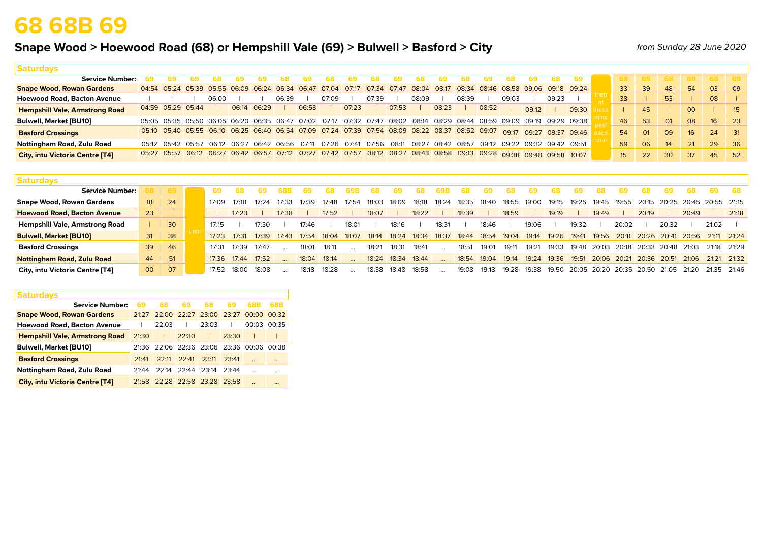# 68 68B 69

## Snape Wood > Hoewood Road (68) or Hempshill Vale (69) > Bulwell > Basford > City

*from Sunday 28 June 2020*

### Saturdays

| Service Number: | 69 | 69 | 69 | 68 | 69 | 69 | 68 | 69 | 68 | 69 | 68 | 69 | 68 | 69 | 68 | 69 | 68 | 69 | 68 | 69 | | 68 | 69 | 68 | 69 | 68 | 69 |
|---|---|---|---|---|---|---|---|---|---|---|---|---|---|---|---|---|---|---|---|---|---|---|---|---|---|---|---|
| Snape Wood, Rowan Gardens | 04:54 | 05:24 | 05:39 | 05:55 | 06:09 | 06:24 | 06:34 | 06:47 | 07:04 | 07:17 | 07:34 | 07:47 | 08:04 | 08:17 | 08:34 | 08:46 | 08:58 | 09:06 | 09:18 | 09:24 | then at these mins past each hour | 33 | 39 | 48 | 54 | 03 | 09 |
| Hoewood Road, Bacton Avenue | \| | \| | \| | 06:00 | \| | \| | 06:39 | \| | 07:09 | \| | 07:39 | \| | 08:09 | \| | 08:39 | \| | 09:03 | \| | 09:23 | \| | | 38 | \| | 53 | \| | 08 | \| |
| Hempshill Vale, Armstrong Road | 04:59 | 05:29 | 05:44 | \| | 06:14 | 06:29 | \| | 06:53 | \| | 07:23 | \| | 07:53 | \| | 08:23 | \| | 08:52 | \| | 09:12 | \| | 09:30 | | \| | 45 | \| | 00 | \| | 15 |
| Bulwell, Market [BU10] | 05:05 | 05:35 | 05:50 | 06:05 | 06:20 | 06:35 | 06:47 | 07:02 | 07:17 | 07:32 | 07:47 | 08:02 | 08:14 | 08:29 | 08:44 | 08:59 | 09:09 | 09:19 | 09:29 | 09:38 | | 46 | 53 | 01 | 08 | 16 | 23 |
| Basford Crossings | 05:10 | 05:40 | 05:55 | 06:10 | 06:25 | 06:40 | 06:54 | 07:09 | 07:24 | 07:39 | 07:54 | 08:09 | 08:22 | 08:37 | 08:52 | 09:07 | 09:17 | 09:27 | 09:37 | 09:46 | | 54 | 01 | 09 | 16 | 24 | 31 |
| Nottingham Road, Zulu Road | 05:12 | 05:42 | 05:57 | 06:12 | 06:27 | 06:42 | 06:56 | 07:11 | 07:26 | 07:41 | 07:56 | 08:11 | 08:27 | 08:42 | 08:57 | 09:12 | 09:22 | 09:32 | 09:42 | 09:51 | | 59 | 06 | 14 | 21 | 29 | 36 |
| City, intu Victoria Centre [T4] | 05:27 | 05:57 | 06:12 | 06:27 | 06:42 | 06:57 | 07:12 | 07:27 | 07:42 | 07:57 | 08:12 | 08:27 | 08:43 | 08:58 | 09:13 | 09:28 | 09:38 | 09:48 | 09:58 | 10:07 | | 15 | 22 | 30 | 37 | 45 | 52 |

### Saturdays

| Service Number: | 68 | 69 | | 69 | 68 | 69 | 68B | 69 | 68 | 69B | 68 | 69 | 68 | 69B | 68 | 69 | 68 | 69 | 68 | 69 | 68 | 69 | 68 | 69 | 68 | 69 | 68 |
|---|---|---|---|---|---|---|---|---|---|---|---|---|---|---|---|---|---|---|---|---|---|---|---|---|---|---|---|
| Snape Wood, Rowan Gardens | 18 | 24 | until | 17:09 | 17:18 | 17:24 | 17:33 | 17:39 | 17:48 | 17:54 | 18:03 | 18:09 | 18:18 | 18:24 | 18:35 | 18:40 | 18:55 | 19:00 | 19:15 | 19:25 | 19:45 | 19:55 | 20:15 | 20:25 | 20:45 | 20:55 | 21:15 |
| Hoewood Road, Bacton Avenue | 23 | \| | | \| | 17:23 | \| | 17:38 | \| | 17:52 | \| | 18:07 | \| | 18:22 | \| | 18:39 | \| | 18:59 | \| | 19:19 | \| | 19:49 | \| | 20:19 | \| | 20:49 | \| | 21:18 |
| Hempshill Vale, Armstrong Road | \| | 30 | | 17:15 | \| | 17:30 | \| | 17:46 | \| | 18:01 | \| | 18:16 | \| | 18:31 | \| | 18:46 | \| | 19:06 | \| | 19:32 | \| | 20:02 | \| | 20:32 | \| | 21:02 | \| |
| Bulwell, Market [BU10] | 31 | 38 | | 17:23 | 17:31 | 17:39 | 17:43 | 17:54 | 18:04 | 18:07 | 18:14 | 18:24 | 18:34 | 18:37 | 18:44 | 18:54 | 19:04 | 19:14 | 19:26 | 19:41 | 19:56 | 20:11 | 20:26 | 20:41 | 20:56 | 21:11 | 21:24 |
| Basford Crossings | 39 | 46 | | 17:31 | 17:39 | 17:47 | ... | 18:01 | 18:11 | ... | 18:21 | 18:31 | 18:41 | ... | 18:51 | 19:01 | 19:11 | 19:21 | 19:33 | 19:48 | 20:03 | 20:18 | 20:33 | 20:48 | 21:03 | 21:18 | 21:29 |
| Nottingham Road, Zulu Road | 44 | 51 | | 17:36 | 17:44 | 17:52 | ... | 18:04 | 18:14 | ... | 18:24 | 18:34 | 18:44 | ... | 18:54 | 19:04 | 19:14 | 19:24 | 19:36 | 19:51 | 20:06 | 20:21 | 20:36 | 20:51 | 21:06 | 21:21 | 21:32 |
| City, intu Victoria Centre [T4] | 00 | 07 | | 17:52 | 18:00 | 18:08 | ... | 18:18 | 18:28 | ... | 18:38 | 18:48 | 18:58 | ... | 19:08 | 19:18 | 19:28 | 19:38 | 19:50 | 20:05 | 20:20 | 20:35 | 20:50 | 21:05 | 21:20 | 21:35 | 21:46 |

### Saturdays

| Service Number: | 69 | 68 | 69 | 68 | 69 | 68B | 68B |
|---|---|---|---|---|---|---|---|
| Snape Wood, Rowan Gardens | 21:27 | 22:00 | 22:27 | 23:00 | 23:27 | 00:00 | 00:32 |
| Hoewood Road, Bacton Avenue | \| | 22:03 | \| | 23:03 | \| | 00:03 | 00:35 |
| Hempshill Vale, Armstrong Road | 21:30 | \| | 22:30 | \| | 23:30 | \| | \| |
| Bulwell, Market [BU10] | 21:36 | 22:06 | 22:36 | 23:06 | 23:36 | 00:06 | 00:38 |
| Basford Crossings | 21:41 | 22:11 | 22:41 | 23:11 | 23:41 | ... | ... |
| Nottingham Road, Zulu Road | 21:44 | 22:14 | 22:44 | 23:14 | 23:44 | ... | ... |
| City, intu Victoria Centre [T4] | 21:58 | 22:28 | 22:58 | 23:28 | 23:58 | ... | ... |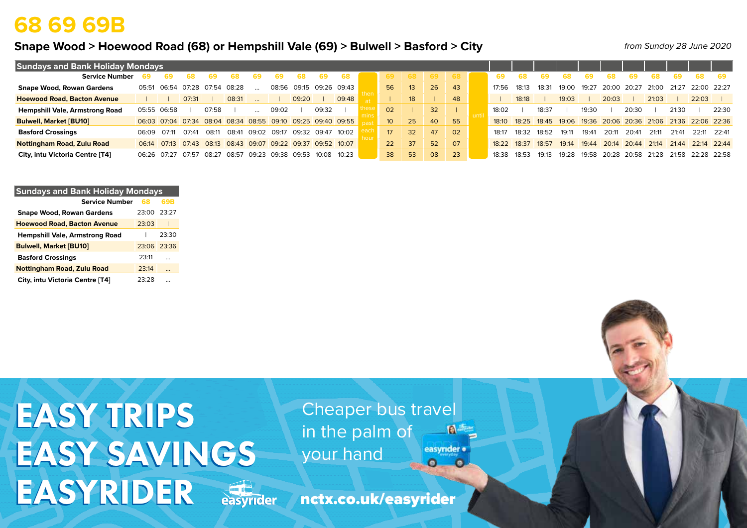# 68 69 69B

## Snape Wood > Hoewood Road (68) or Hempshill Vale (69) > Bulwell > Basford > City

*from Sunday 28 June 2020*

**Sundays and Bank Holiday Mondays**

| Service Number | 69 | 69 | 68 | 69 | 68 | 69 | 69 | 68 | 69 | 68 | | 69 | 68 | 69 | 68 | | 69 | 68 | 69 | 68 | 69 | 68 | 69 | 68 | 69 | 68 | 69 |
|---|---|---|---|---|---|---|---|---|---|---|---|---|---|---|---|---|---|---|---|---|---|---|---|---|---|---|---|
| Snape Wood, Rowan Gardens | 05:51 | 06:54 | 07:28 | 07:54 | 08:28 | ... | 08:56 | 09:15 | 09:26 | 09:43 | then at these mins past each hour | 56 | 13 | 26 | 43 | until | 17:56 | 18:13 | 18:31 | 19:00 | 19:27 | 20:00 | 20:27 | 21:00 | 21:27 | 22:00 | 22:27 |
| Hoewood Road, Bacton Avenue | \| | \| | 07:31 | \| | 08:31 | ... | \| | 09:20 | \| | 09:48 | | \| | 18 | \| | 48 | | \| | 18:18 | \| | 19:03 | \| | 20:03 | \| | 21:03 | \| | 22:03 | \| |
| Hempshill Vale, Armstrong Road | 05:55 | 06:58 | \| | 07:58 | \| | ... | 09:02 | \| | 09:32 | \| | | 02 | \| | 32 | \| | | 18:02 | \| | 18:37 | \| | 19:30 | \| | 20:30 | \| | 21:30 | \| | 22:30 |
| Bulwell, Market [BU10] | 06:03 | 07:04 | 07:34 | 08:04 | 08:34 | 08:55 | 09:10 | 09:25 | 09:40 | 09:55 | | 10 | 25 | 40 | 55 | | 18:10 | 18:25 | 18:45 | 19:06 | 19:36 | 20:06 | 20:36 | 21:06 | 21:36 | 22:06 | 22:36 |
| Basford Crossings | 06:09 | 07:11 | 07:41 | 08:11 | 08:41 | 09:02 | 09:17 | 09:32 | 09:47 | 10:02 | | 17 | 32 | 47 | 02 | | 18:17 | 18:32 | 18:52 | 19:11 | 19:41 | 20:11 | 20:41 | 21:11 | 21:41 | 22:11 | 22:41 |
| Nottingham Road, Zulu Road | 06:14 | 07:13 | 07:43 | 08:13 | 08:43 | 09:07 | 09:22 | 09:37 | 09:52 | 10:07 | | 22 | 37 | 52 | 07 | | 18:22 | 18:37 | 18:57 | 19:14 | 19:44 | 20:14 | 20:44 | 21:14 | 21:44 | 22:14 | 22:44 |
| City, intu Victoria Centre [T4] | 06:26 | 07:27 | 07:57 | 08:27 | 08:57 | 09:23 | 09:38 | 09:53 | 10:08 | 10:23 | | 38 | 53 | 08 | 23 | | 18:38 | 18:53 | 19:13 | 19:28 | 19:58 | 20:28 | 20:58 | 21:28 | 21:58 | 22:28 | 22:58 |

**Sundays and Bank Holiday Mondays**

| Service Number | 68 | 69B |
|---|---|---|
| Snape Wood, Rowan Gardens | 23:00 | 23:27 |
| Hoewood Road, Bacton Avenue | 23:03 | \| |
| Hempshill Vale, Armstrong Road | \| | 23:30 |
| Bulwell, Market [BU10] | 23:06 | 23:36 |
| Basford Crossings | 23:11 | ... |
| Nottingham Road, Zulu Road | 23:14 | ... |
| City, intu Victoria Centre [T4] | 23:28 | ... |

EASY TRIPS
EASY SAVINGS
EASYRIDER

easyrider

Cheaper bus travel in the palm of your hand

nctx.co.uk/easyrider